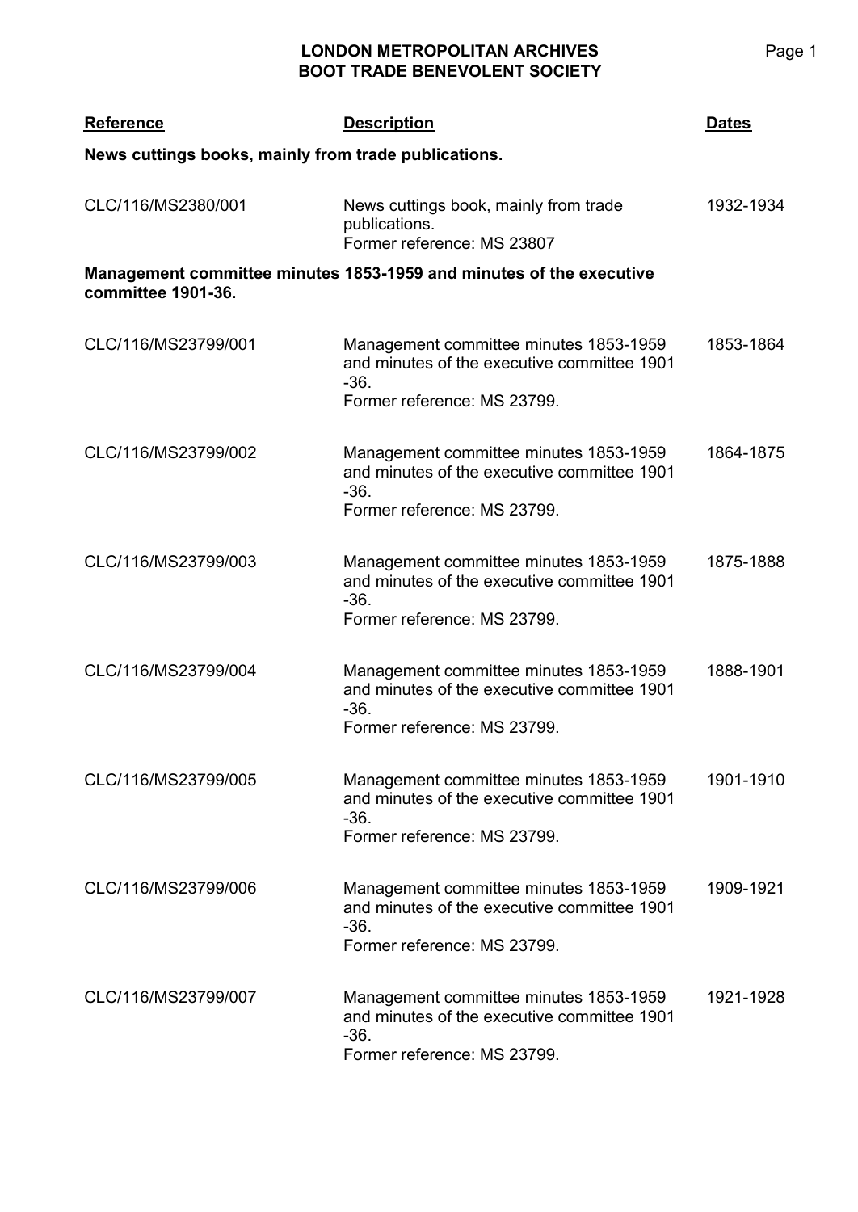# LONDON METROPOLITAN ARCHIVES
## BOOT TRADE BENEVOLENT SOCIETY

| Reference | Description | Dates |
|---|---|---|
| **News cuttings books, mainly from trade publications.** | | |
| CLC/116/MS2380/001 | News cuttings book, mainly from trade publications.<br>Former reference: MS 23807 | 1932-1934 |
| **Management committee minutes 1853-1959 and minutes of the executive committee 1901-36.** | | |
| CLC/116/MS23799/001 | Management committee minutes 1853-1959 and minutes of the executive committee 1901 -36.<br>Former reference: MS 23799. | 1853-1864 |
| CLC/116/MS23799/002 | Management committee minutes 1853-1959 and minutes of the executive committee 1901 -36.<br>Former reference: MS 23799. | 1864-1875 |
| CLC/116/MS23799/003 | Management committee minutes 1853-1959 and minutes of the executive committee 1901 -36.<br>Former reference: MS 23799. | 1875-1888 |
| CLC/116/MS23799/004 | Management committee minutes 1853-1959 and minutes of the executive committee 1901 -36.<br>Former reference: MS 23799. | 1888-1901 |
| CLC/116/MS23799/005 | Management committee minutes 1853-1959 and minutes of the executive committee 1901 -36.<br>Former reference: MS 23799. | 1901-1910 |
| CLC/116/MS23799/006 | Management committee minutes 1853-1959 and minutes of the executive committee 1901 -36.<br>Former reference: MS 23799. | 1909-1921 |
| CLC/116/MS23799/007 | Management committee minutes 1853-1959 and minutes of the executive committee 1901 -36.<br>Former reference: MS 23799. | 1921-1928 |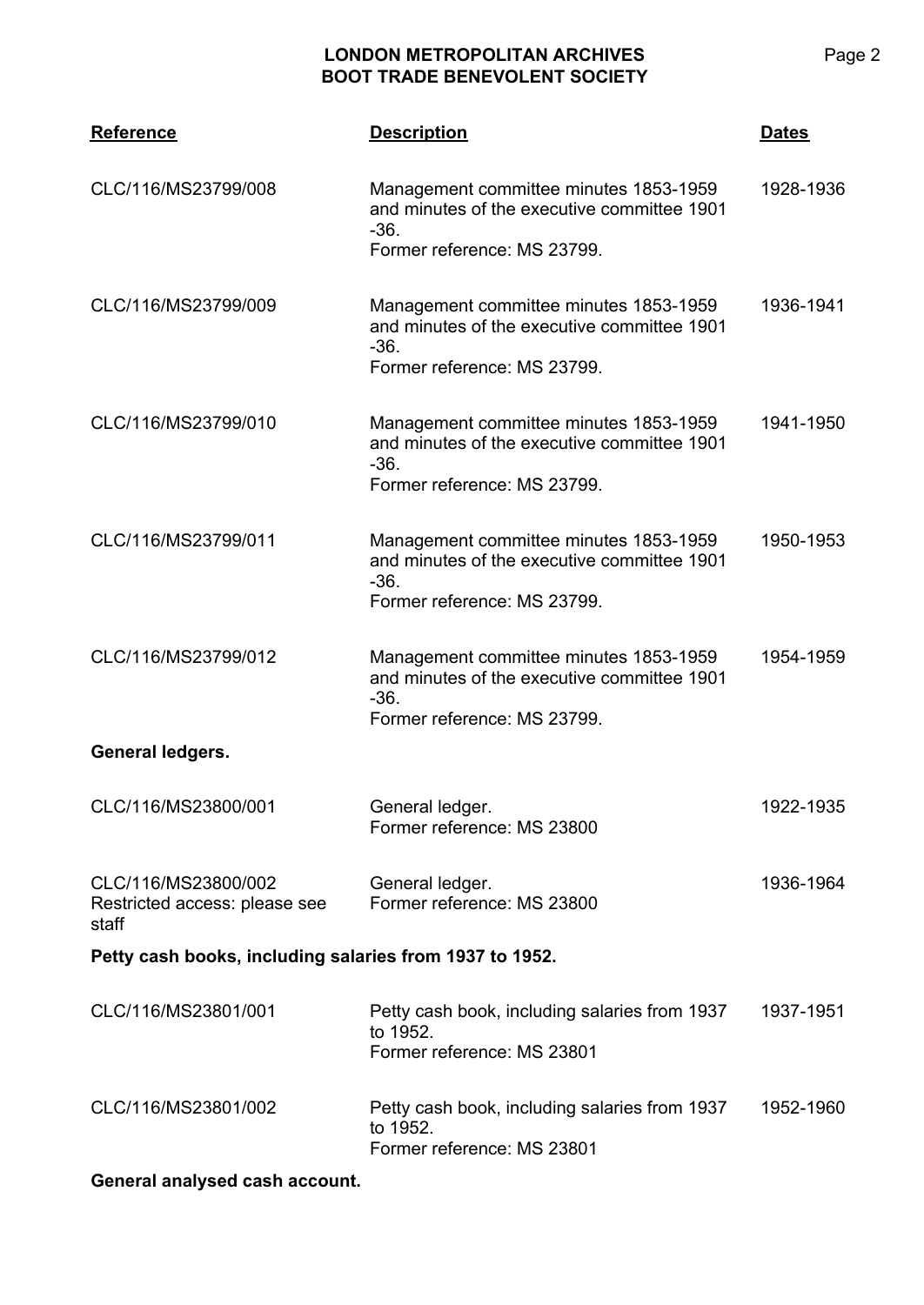| Reference | Description | Dates |
|---|---|---|
| CLC/116/MS23799/008 | Management committee minutes 1853-1959 and minutes of the executive committee 1901 -36.<br>Former reference: MS 23799. | 1928-1936 |
| CLC/116/MS23799/009 | Management committee minutes 1853-1959 and minutes of the executive committee 1901 -36.<br>Former reference: MS 23799. | 1936-1941 |
| CLC/116/MS23799/010 | Management committee minutes 1853-1959 and minutes of the executive committee 1901 -36.<br>Former reference: MS 23799. | 1941-1950 |
| CLC/116/MS23799/011 | Management committee minutes 1853-1959 and minutes of the executive committee 1901 -36.<br>Former reference: MS 23799. | 1950-1953 |
| CLC/116/MS23799/012 | Management committee minutes 1853-1959 and minutes of the executive committee 1901 -36.<br>Former reference: MS 23799. | 1954-1959 |

**General ledgers.**

| Reference | Description | Dates |
|---|---|---|
| CLC/116/MS23800/001 | General ledger.<br>Former reference: MS 23800 | 1922-1935 |
| CLC/116/MS23800/002<br>Restricted access: please see staff | General ledger.<br>Former reference: MS 23800 | 1936-1964 |

**Petty cash books, including salaries from 1937 to 1952.**

| Reference | Description | Dates |
|---|---|---|
| CLC/116/MS23801/001 | Petty cash book, including salaries from 1937 to 1952.<br>Former reference: MS 23801 | 1937-1951 |
| CLC/116/MS23801/002 | Petty cash book, including salaries from 1937 to 1952.<br>Former reference: MS 23801 | 1952-1960 |

**General analysed cash account.**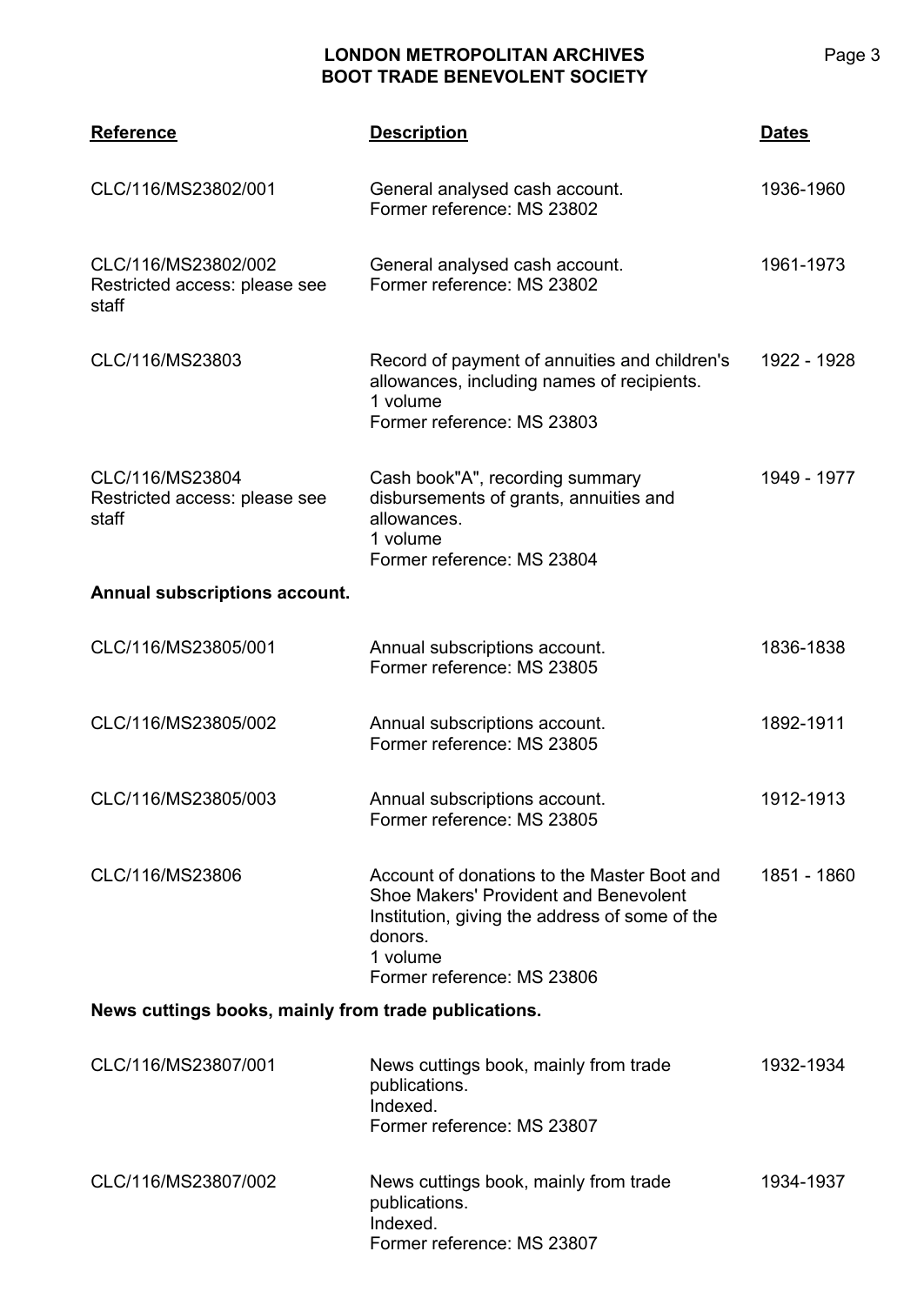| Reference | Description | Dates |
|---|---|---|
| CLC/116/MS23802/001 | General analysed cash account.<br>Former reference: MS 23802 | 1936-1960 |
| CLC/116/MS23802/002<br>Restricted access: please see staff | General analysed cash account.<br>Former reference: MS 23802 | 1961-1973 |
| CLC/116/MS23803 | Record of payment of annuities and children's allowances, including names of recipients.<br>1 volume<br>Former reference: MS 23803 | 1922 - 1928 |
| CLC/116/MS23804<br>Restricted access: please see staff | Cash book"A", recording summary disbursements of grants, annuities and allowances.<br>1 volume<br>Former reference: MS 23804 | 1949 - 1977 |

**Annual subscriptions account.**

| Reference | Description | Dates |
|---|---|---|
| CLC/116/MS23805/001 | Annual subscriptions account.<br>Former reference: MS 23805 | 1836-1838 |
| CLC/116/MS23805/002 | Annual subscriptions account.<br>Former reference: MS 23805 | 1892-1911 |
| CLC/116/MS23805/003 | Annual subscriptions account.<br>Former reference: MS 23805 | 1912-1913 |
| CLC/116/MS23806 | Account of donations to the Master Boot and Shoe Makers' Provident and Benevolent Institution, giving the address of some of the donors.<br>1 volume<br>Former reference: MS 23806 | 1851 - 1860 |

**News cuttings books, mainly from trade publications.**

| Reference | Description | Dates |
|---|---|---|
| CLC/116/MS23807/001 | News cuttings book, mainly from trade publications.<br>Indexed.<br>Former reference: MS 23807 | 1932-1934 |
| CLC/116/MS23807/002 | News cuttings book, mainly from trade publications.<br>Indexed.<br>Former reference: MS 23807 | 1934-1937 |